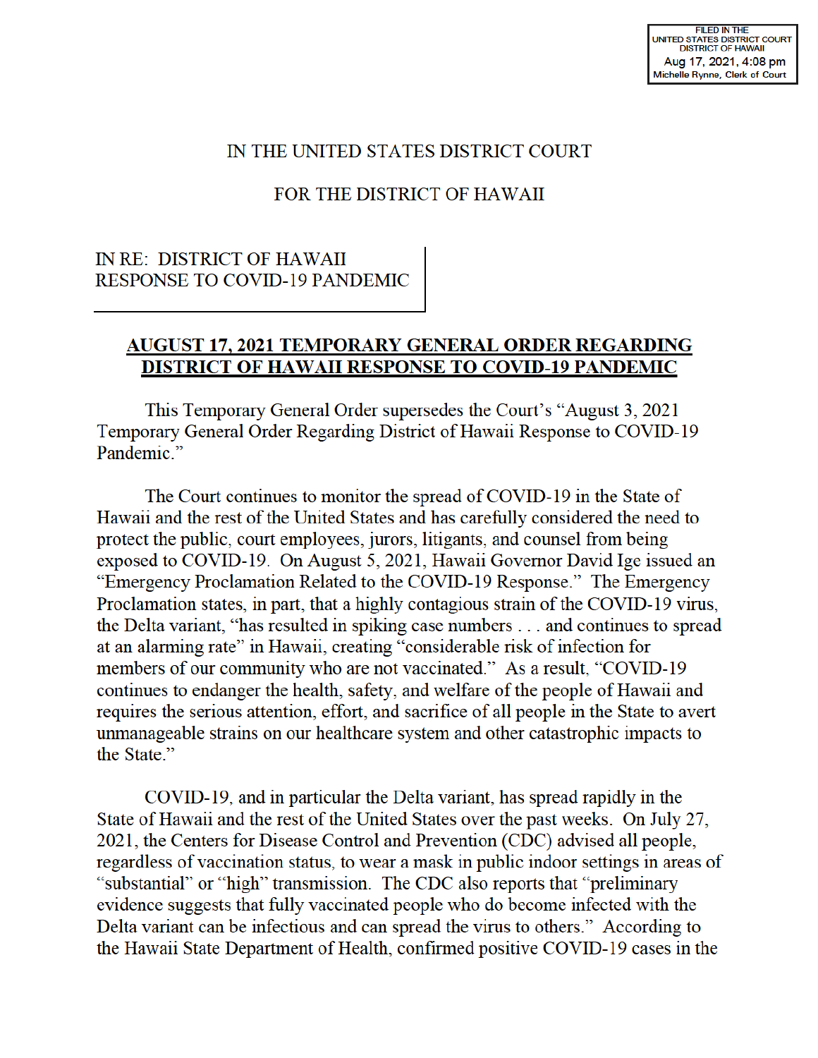FILED IN THE
UNITED STATES DISTRICT COURT
DISTRICT OF HAWAII
Aug 17, 2021, 4:08 pm
Michelle Rynne, Clerk of Court

IN THE UNITED STATES DISTRICT COURT

FOR THE DISTRICT OF HAWAII

IN RE: DISTRICT OF HAWAII
RESPONSE TO COVID-19 PANDEMIC

**AUGUST 17, 2021 TEMPORARY GENERAL ORDER REGARDING DISTRICT OF HAWAII RESPONSE TO COVID-19 PANDEMIC**

This Temporary General Order supersedes the Court's "August 3, 2021 Temporary General Order Regarding District of Hawaii Response to COVID-19 Pandemic."

The Court continues to monitor the spread of COVID-19 in the State of Hawaii and the rest of the United States and has carefully considered the need to protect the public, court employees, jurors, litigants, and counsel from being exposed to COVID-19. On August 5, 2021, Hawaii Governor David Ige issued an "Emergency Proclamation Related to the COVID-19 Response." The Emergency Proclamation states, in part, that a highly contagious strain of the COVID-19 virus, the Delta variant, "has resulted in spiking case numbers . . . and continues to spread at an alarming rate" in Hawaii, creating "considerable risk of infection for members of our community who are not vaccinated." As a result, "COVID-19 continues to endanger the health, safety, and welfare of the people of Hawaii and requires the serious attention, effort, and sacrifice of all people in the State to avert unmanageable strains on our healthcare system and other catastrophic impacts to the State."

COVID-19, and in particular the Delta variant, has spread rapidly in the State of Hawaii and the rest of the United States over the past weeks. On July 27, 2021, the Centers for Disease Control and Prevention (CDC) advised all people, regardless of vaccination status, to wear a mask in public indoor settings in areas of "substantial" or "high" transmission. The CDC also reports that "preliminary evidence suggests that fully vaccinated people who do become infected with the Delta variant can be infectious and can spread the virus to others." According to the Hawaii State Department of Health, confirmed positive COVID-19 cases in the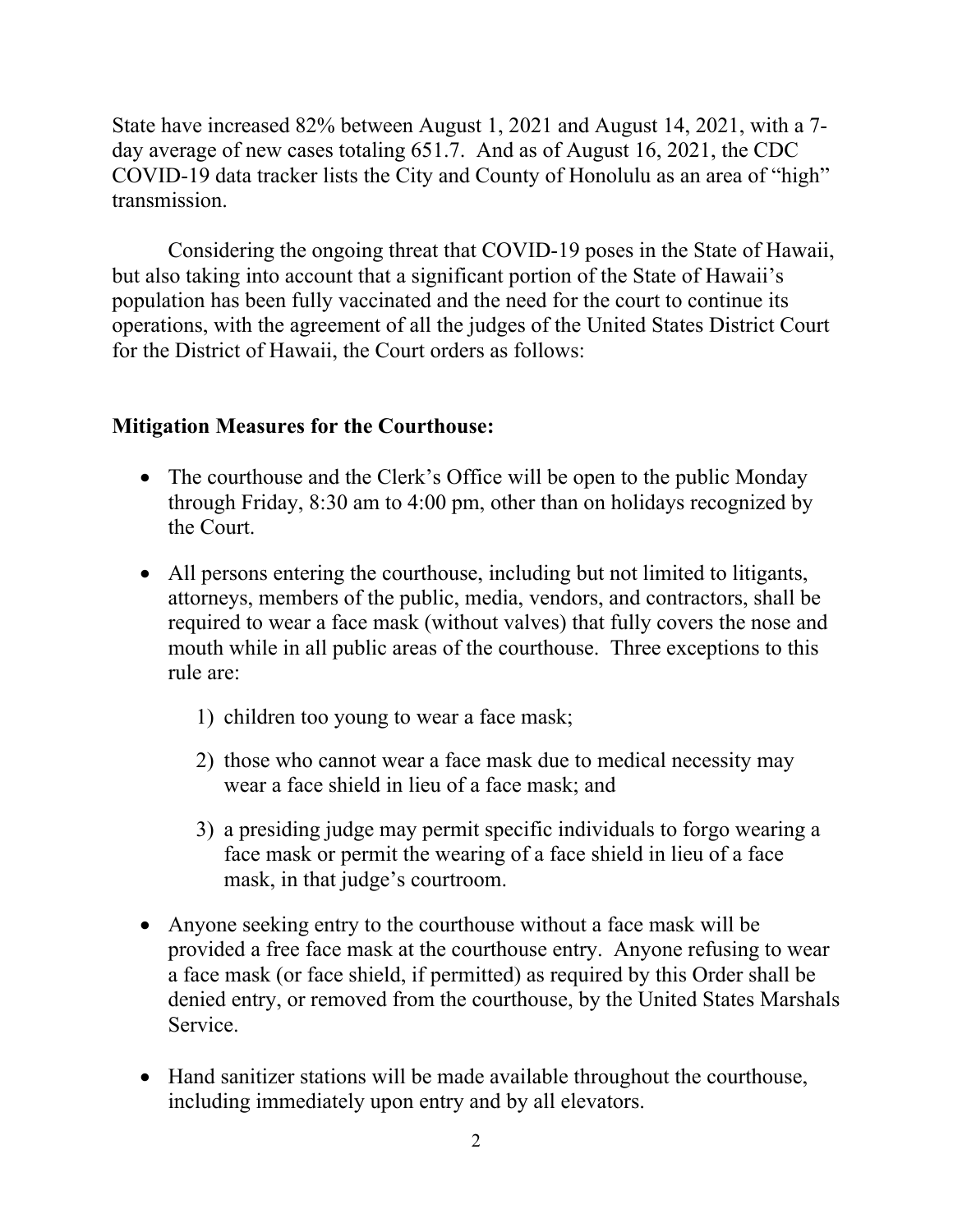State have increased 82% between August 1, 2021 and August 14, 2021, with a 7-day average of new cases totaling 651.7. And as of August 16, 2021, the CDC COVID-19 data tracker lists the City and County of Honolulu as an area of "high" transmission.

Considering the ongoing threat that COVID-19 poses in the State of Hawaii, but also taking into account that a significant portion of the State of Hawaii's population has been fully vaccinated and the need for the court to continue its operations, with the agreement of all the judges of the United States District Court for the District of Hawaii, the Court orders as follows:

**Mitigation Measures for the Courthouse:**

- The courthouse and the Clerk's Office will be open to the public Monday through Friday, 8:30 am to 4:00 pm, other than on holidays recognized by the Court.
- All persons entering the courthouse, including but not limited to litigants, attorneys, members of the public, media, vendors, and contractors, shall be required to wear a face mask (without valves) that fully covers the nose and mouth while in all public areas of the courthouse. Three exceptions to this rule are:
  1) children too young to wear a face mask;
  2) those who cannot wear a face mask due to medical necessity may wear a face shield in lieu of a face mask; and
  3) a presiding judge may permit specific individuals to forgo wearing a face mask or permit the wearing of a face shield in lieu of a face mask, in that judge's courtroom.
- Anyone seeking entry to the courthouse without a face mask will be provided a free face mask at the courthouse entry. Anyone refusing to wear a face mask (or face shield, if permitted) as required by this Order shall be denied entry, or removed from the courthouse, by the United States Marshals Service.
- Hand sanitizer stations will be made available throughout the courthouse, including immediately upon entry and by all elevators.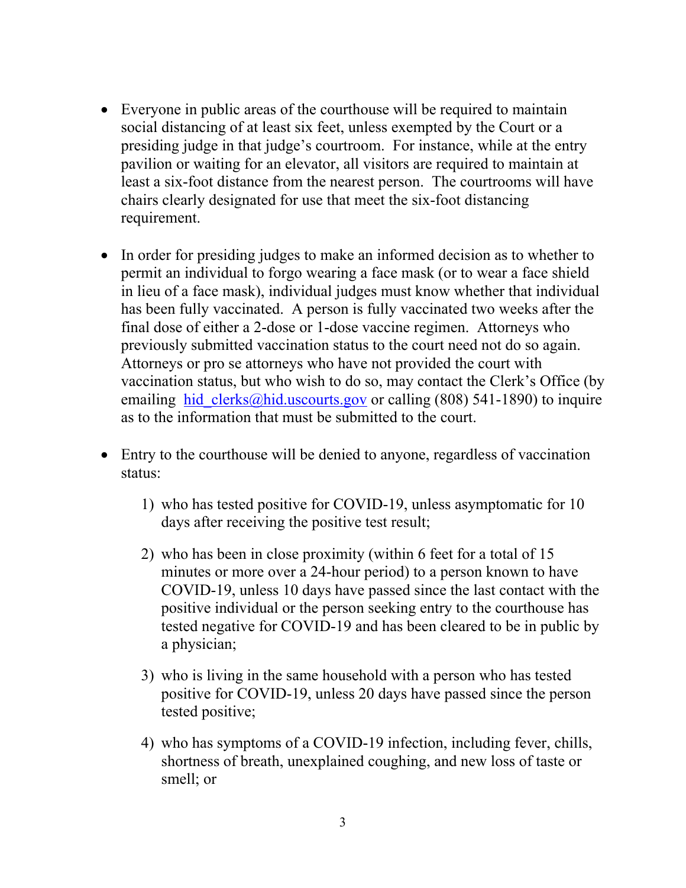- Everyone in public areas of the courthouse will be required to maintain social distancing of at least six feet, unless exempted by the Court or a presiding judge in that judge's courtroom. For instance, while at the entry pavilion or waiting for an elevator, all visitors are required to maintain at least a six-foot distance from the nearest person. The courtrooms will have chairs clearly designated for use that meet the six-foot distancing requirement.

- In order for presiding judges to make an informed decision as to whether to permit an individual to forgo wearing a face mask (or to wear a face shield in lieu of a face mask), individual judges must know whether that individual has been fully vaccinated. A person is fully vaccinated two weeks after the final dose of either a 2-dose or 1-dose vaccine regimen. Attorneys who previously submitted vaccination status to the court need not do so again. Attorneys or pro se attorneys who have not provided the court with vaccination status, but who wish to do so, may contact the Clerk's Office (by emailing hid_clerks@hid.uscourts.gov or calling (808) 541-1890) to inquire as to the information that must be submitted to the court.

- Entry to the courthouse will be denied to anyone, regardless of vaccination status:

    1) who has tested positive for COVID-19, unless asymptomatic for 10 days after receiving the positive test result;

    2) who has been in close proximity (within 6 feet for a total of 15 minutes or more over a 24-hour period) to a person known to have COVID-19, unless 10 days have passed since the last contact with the positive individual or the person seeking entry to the courthouse has tested negative for COVID-19 and has been cleared to be in public by a physician;

    3) who is living in the same household with a person who has tested positive for COVID-19, unless 20 days have passed since the person tested positive;

    4) who has symptoms of a COVID-19 infection, including fever, chills, shortness of breath, unexplained coughing, and new loss of taste or smell; or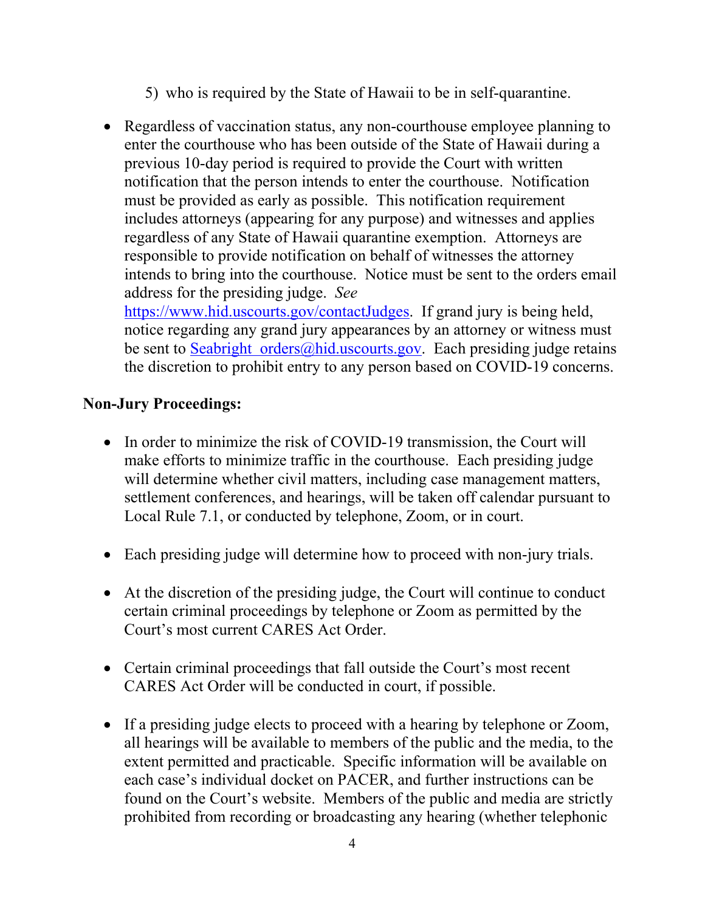5) who is required by the State of Hawaii to be in self-quarantine.

- Regardless of vaccination status, any non-courthouse employee planning to enter the courthouse who has been outside of the State of Hawaii during a previous 10-day period is required to provide the Court with written notification that the person intends to enter the courthouse. Notification must be provided as early as possible. This notification requirement includes attorneys (appearing for any purpose) and witnesses and applies regardless of any State of Hawaii quarantine exemption. Attorneys are responsible to provide notification on behalf of witnesses the attorney intends to bring into the courthouse. Notice must be sent to the orders email address for the presiding judge. *See* https://www.hid.uscourts.gov/contactJudges. If grand jury is being held, notice regarding any grand jury appearances by an attorney or witness must be sent to Seabright_orders@hid.uscourts.gov. Each presiding judge retains the discretion to prohibit entry to any person based on COVID-19 concerns.

**Non-Jury Proceedings:**

- In order to minimize the risk of COVID-19 transmission, the Court will make efforts to minimize traffic in the courthouse. Each presiding judge will determine whether civil matters, including case management matters, settlement conferences, and hearings, will be taken off calendar pursuant to Local Rule 7.1, or conducted by telephone, Zoom, or in court.

- Each presiding judge will determine how to proceed with non-jury trials.

- At the discretion of the presiding judge, the Court will continue to conduct certain criminal proceedings by telephone or Zoom as permitted by the Court's most current CARES Act Order.

- Certain criminal proceedings that fall outside the Court's most recent CARES Act Order will be conducted in court, if possible.

- If a presiding judge elects to proceed with a hearing by telephone or Zoom, all hearings will be available to members of the public and the media, to the extent permitted and practicable. Specific information will be available on each case's individual docket on PACER, and further instructions can be found on the Court's website. Members of the public and media are strictly prohibited from recording or broadcasting any hearing (whether telephonic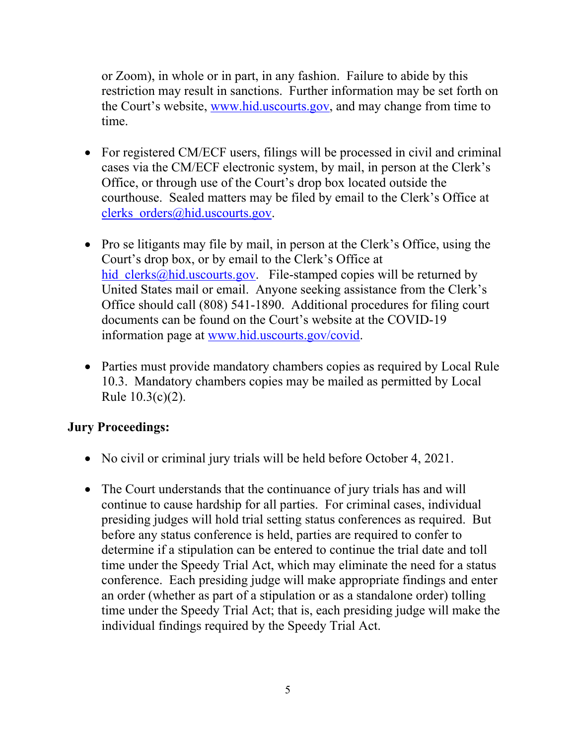or Zoom), in whole or in part, in any fashion. Failure to abide by this restriction may result in sanctions. Further information may be set forth on the Court's website, www.hid.uscourts.gov, and may change from time to time.

- For registered CM/ECF users, filings will be processed in civil and criminal cases via the CM/ECF electronic system, by mail, in person at the Clerk's Office, or through use of the Court's drop box located outside the courthouse. Sealed matters may be filed by email to the Clerk's Office at clerks_orders@hid.uscourts.gov.

- Pro se litigants may file by mail, in person at the Clerk's Office, using the Court's drop box, or by email to the Clerk's Office at hid_clerks@hid.uscourts.gov. File-stamped copies will be returned by United States mail or email. Anyone seeking assistance from the Clerk's Office should call (808) 541-1890. Additional procedures for filing court documents can be found on the Court's website at the COVID-19 information page at www.hid.uscourts.gov/covid.

- Parties must provide mandatory chambers copies as required by Local Rule 10.3. Mandatory chambers copies may be mailed as permitted by Local Rule 10.3(c)(2).

**Jury Proceedings:**

- No civil or criminal jury trials will be held before October 4, 2021.

- The Court understands that the continuance of jury trials has and will continue to cause hardship for all parties. For criminal cases, individual presiding judges will hold trial setting status conferences as required. But before any status conference is held, parties are required to confer to determine if a stipulation can be entered to continue the trial date and toll time under the Speedy Trial Act, which may eliminate the need for a status conference. Each presiding judge will make appropriate findings and enter an order (whether as part of a stipulation or as a standalone order) tolling time under the Speedy Trial Act; that is, each presiding judge will make the individual findings required by the Speedy Trial Act.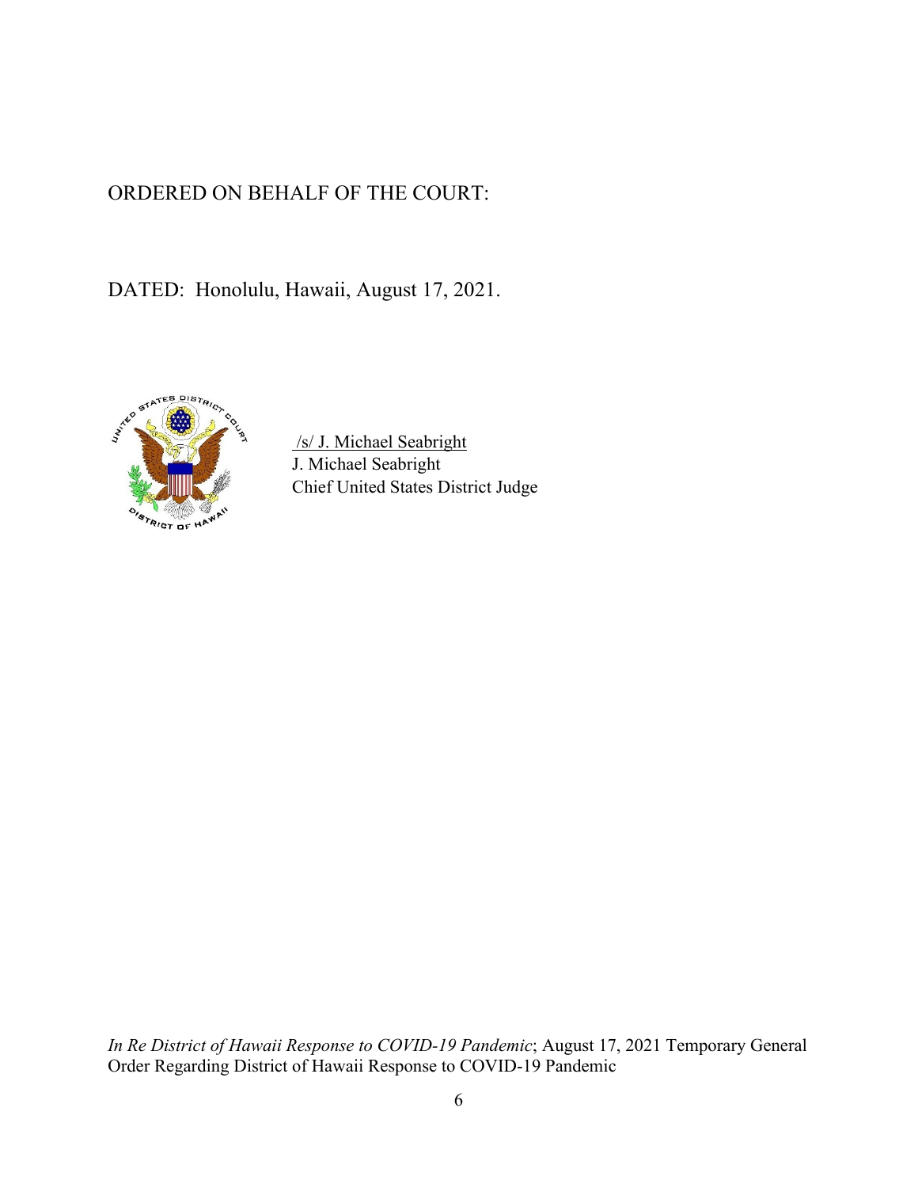ORDERED ON BEHALF OF THE COURT:

DATED: Honolulu, Hawaii, August 17, 2021.

/s/ J. Michael Seabright
J. Michael Seabright
Chief United States District Judge

*In Re District of Hawaii Response to COVID-19 Pandemic*; August 17, 2021 Temporary General Order Regarding District of Hawaii Response to COVID-19 Pandemic